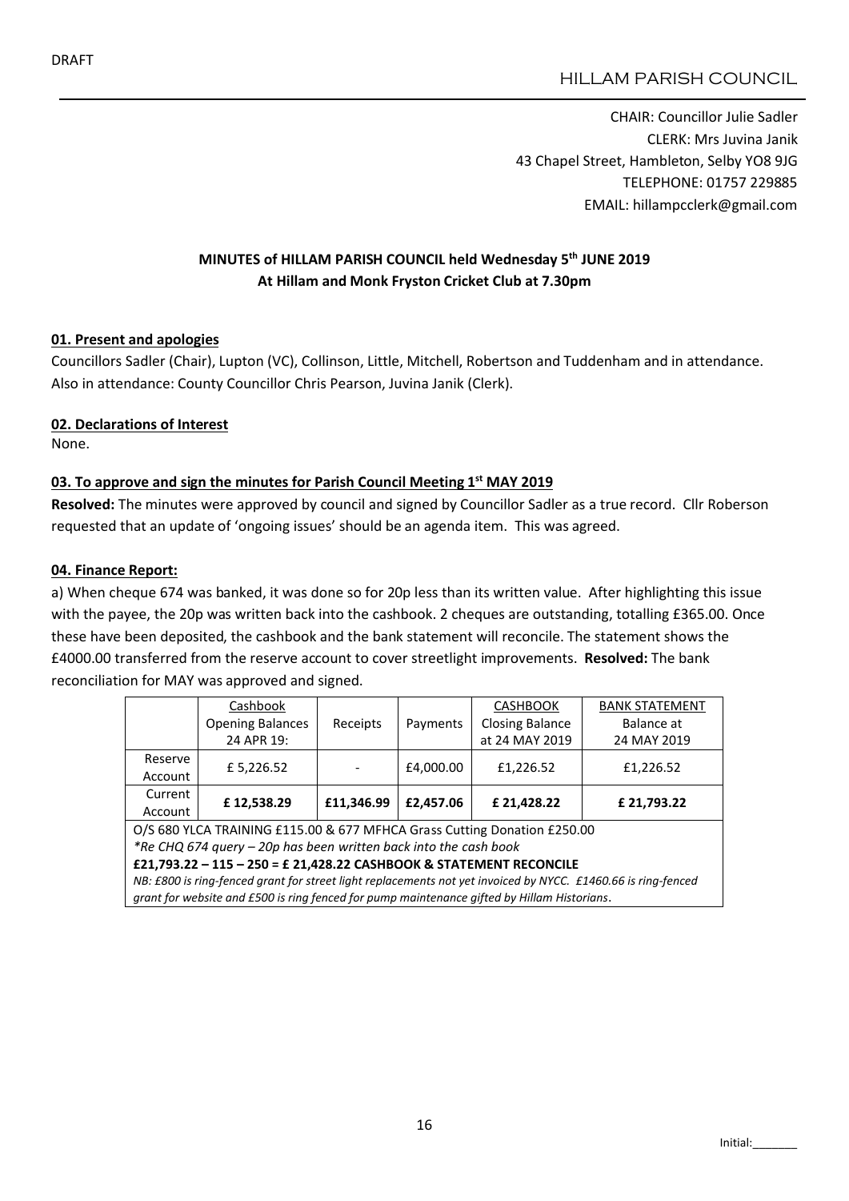DRAFT

HILLAM PARISH COUNCIL

CHAIR: Councillor Julie Sadler
CLERK: Mrs Juvina Janik
43 Chapel Street, Hambleton, Selby YO8 9JG
TELEPHONE: 01757 229885
EMAIL: hillampcclerk@gmail.com

**MINUTES of HILLAM PARISH COUNCIL held Wednesday 5th JUNE 2019**
**At Hillam and Monk Fryston Cricket Club at 7.30pm**

## 01. Present and apologies

Councillors Sadler (Chair), Lupton (VC), Collinson, Little, Mitchell, Robertson and Tuddenham and in attendance. Also in attendance: County Councillor Chris Pearson, Juvina Janik (Clerk).

## 02. Declarations of Interest

None.

## 03. To approve and sign the minutes for Parish Council Meeting 1st MAY 2019

**Resolved:** The minutes were approved by council and signed by Councillor Sadler as a true record. Cllr Roberson requested that an update of 'ongoing issues' should be an agenda item. This was agreed.

## 04. Finance Report:

a) When cheque 674 was banked, it was done so for 20p less than its written value. After highlighting this issue with the payee, the 20p was written back into the cashbook. 2 cheques are outstanding, totalling £365.00. Once these have been deposited, the cashbook and the bank statement will reconcile. The statement shows the £4000.00 transferred from the reserve account to cover streetlight improvements. **Resolved:** The bank reconciliation for MAY was approved and signed.

| | Cashbook Opening Balances 24 APR 19: | Receipts | Payments | CASHBOOK Closing Balance at 24 MAY 2019 | BANK STATEMENT Balance at 24 MAY 2019 |
|---|---|---|---|---|---|
| Reserve Account | £ 5,226.52 | - | £4,000.00 | £1,226.52 | £1,226.52 |
| Current Account | **£ 12,538.29** | **£11,346.99** | **£2,457.06** | **£ 21,428.22** | **£ 21,793.22** |
| O/S 680 YLCA TRAINING £115.00 & 677 MFHCA Grass Cutting Donation £250.00 | | | | | |
| *\*Re CHQ 674 query – 20p has been written back into the cash book* | | | | | |
| **£21,793.22 – 115 – 250 = £ 21,428.22 CASHBOOK & STATEMENT RECONCILE** | | | | | |
| *NB: £800 is ring-fenced grant for street light replacements not yet invoiced by NYCC. £1460.66 is ring-fenced grant for website and £500 is ring fenced for pump maintenance gifted by Hillam Historians.* | | | | | |

Initial:_______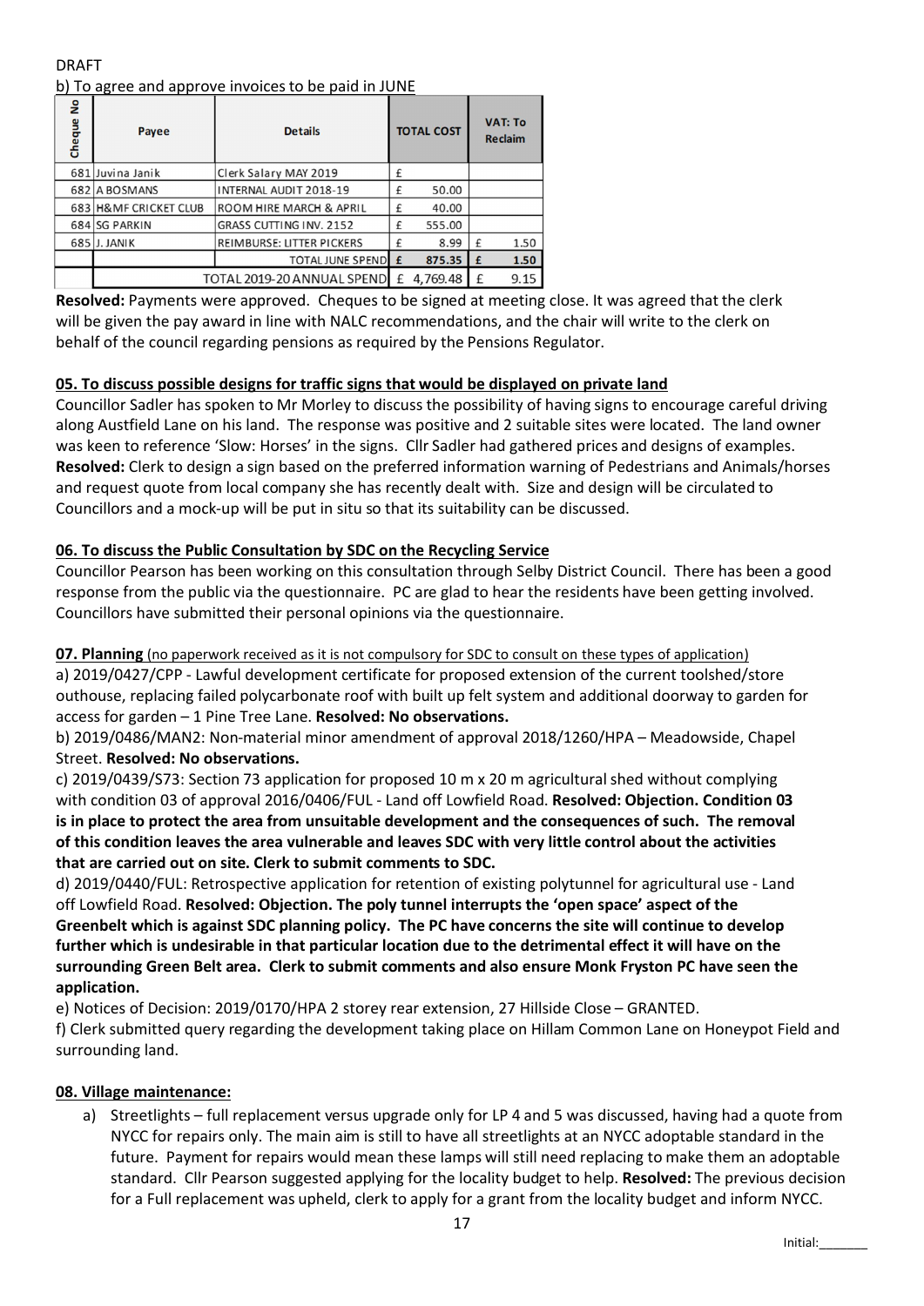DRAFT

b) To agree and approve invoices to be paid in JUNE

| Cheque No | Payee | Details | TOTAL COST | VAT: To Reclaim |
|---|---|---|---|---|
| 681 | Juvina Janik | Clerk Salary MAY 2019 | £ | |
| 682 | A BOSMANS | INTERNAL AUDIT 2018-19 | £ 50.00 | |
| 683 | H&MF CRICKET CLUB | ROOM HIRE MARCH & APRIL | £ 40.00 | |
| 684 | SG PARKIN | GRASS CUTTING INV. 2152 | £ 555.00 | |
| 685 | J. JANIK | REIMBURSE: LITTER PICKERS | £ 8.99 | £ 1.50 |
| | | **TOTAL JUNE SPEND** | **£ 875.35** | **£ 1.50** |
| | | TOTAL 2019-20 ANNUAL SPEND | £ 4,769.48 | £ 9.15 |

**Resolved:** Payments were approved. Cheques to be signed at meeting close. It was agreed that the clerk will be given the pay award in line with NALC recommendations, and the chair will write to the clerk on behalf of the council regarding pensions as required by the Pensions Regulator.

**05. To discuss possible designs for traffic signs that would be displayed on private land**

Councillor Sadler has spoken to Mr Morley to discuss the possibility of having signs to encourage careful driving along Austfield Lane on his land. The response was positive and 2 suitable sites were located. The land owner was keen to reference 'Slow: Horses' in the signs. Cllr Sadler had gathered prices and designs of examples. **Resolved:** Clerk to design a sign based on the preferred information warning of Pedestrians and Animals/horses and request quote from local company she has recently dealt with. Size and design will be circulated to Councillors and a mock-up will be put in situ so that its suitability can be discussed.

**06. To discuss the Public Consultation by SDC on the Recycling Service**

Councillor Pearson has been working on this consultation through Selby District Council. There has been a good response from the public via the questionnaire. PC are glad to hear the residents have been getting involved. Councillors have submitted their personal opinions via the questionnaire.

**07. Planning** (no paperwork received as it is not compulsory for SDC to consult on these types of application)

a) 2019/0427/CPP - Lawful development certificate for proposed extension of the current toolshed/store outhouse, replacing failed polycarbonate roof with built up felt system and additional doorway to garden for access for garden – 1 Pine Tree Lane. **Resolved: No observations.**

b) 2019/0486/MAN2: Non-material minor amendment of approval 2018/1260/HPA – Meadowside, Chapel Street. **Resolved: No observations.**

c) 2019/0439/S73: Section 73 application for proposed 10 m x 20 m agricultural shed without complying with condition 03 of approval 2016/0406/FUL - Land off Lowfield Road. **Resolved: Objection. Condition 03 is in place to protect the area from unsuitable development and the consequences of such. The removal of this condition leaves the area vulnerable and leaves SDC with very little control about the activities that are carried out on site. Clerk to submit comments to SDC.**

d) 2019/0440/FUL: Retrospective application for retention of existing polytunnel for agricultural use - Land off Lowfield Road. **Resolved: Objection. The poly tunnel interrupts the 'open space' aspect of the Greenbelt which is against SDC planning policy. The PC have concerns the site will continue to develop further which is undesirable in that particular location due to the detrimental effect it will have on the surrounding Green Belt area. Clerk to submit comments and also ensure Monk Fryston PC have seen the application.**

e) Notices of Decision: 2019/0170/HPA 2 storey rear extension, 27 Hillside Close – GRANTED.

f) Clerk submitted query regarding the development taking place on Hillam Common Lane on Honeypot Field and surrounding land.

**08. Village maintenance:**

a) Streetlights – full replacement versus upgrade only for LP 4 and 5 was discussed, having had a quote from NYCC for repairs only. The main aim is still to have all streetlights at an NYCC adoptable standard in the future. Payment for repairs would mean these lamps will still need replacing to make them an adoptable standard. Cllr Pearson suggested applying for the locality budget to help. **Resolved:** The previous decision for a Full replacement was upheld, clerk to apply for a grant from the locality budget and inform NYCC.

Initial:_______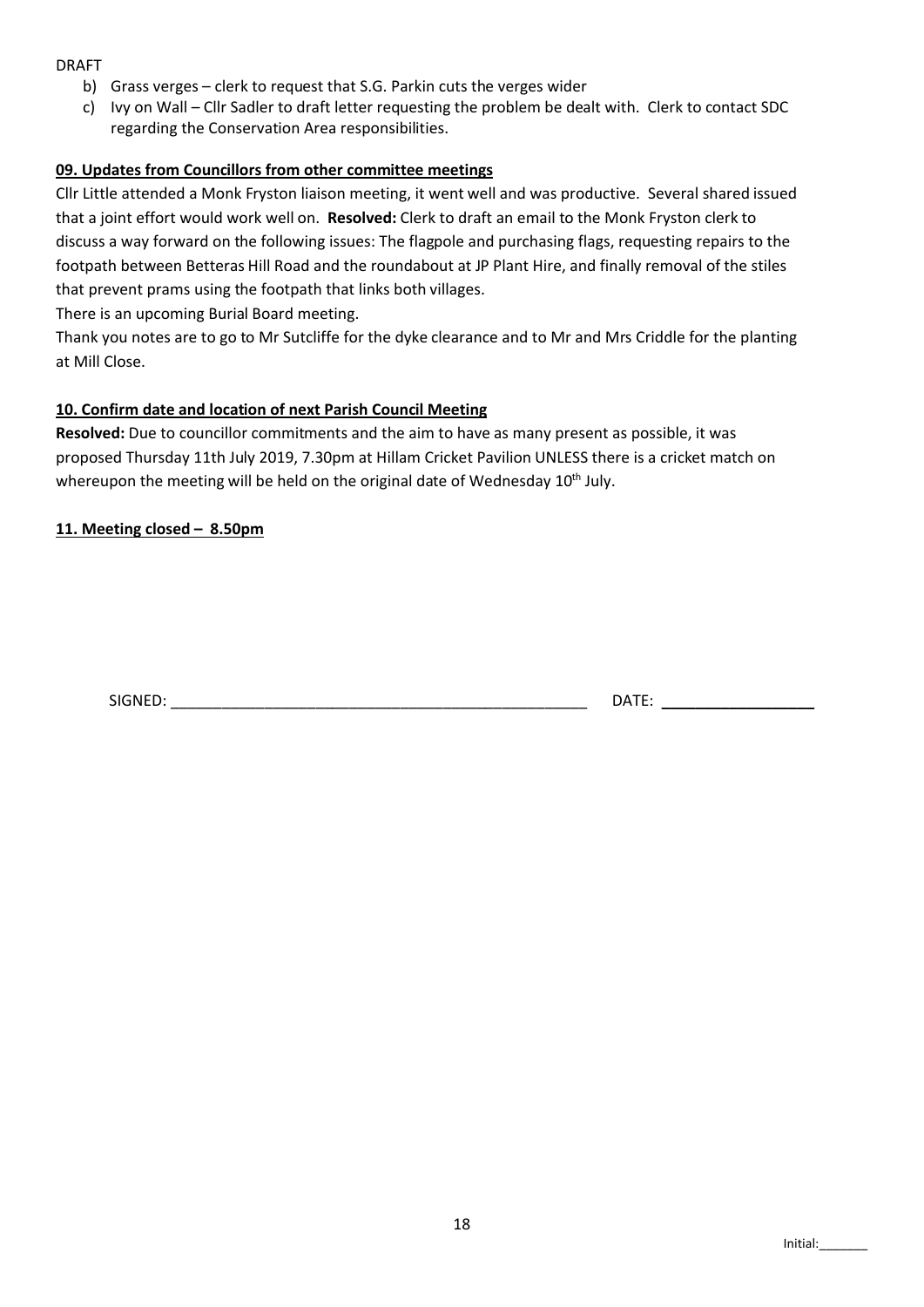DRAFT

b) Grass verges – clerk to request that S.G. Parkin cuts the verges wider
c) Ivy on Wall – Cllr Sadler to draft letter requesting the problem be dealt with. Clerk to contact SDC regarding the Conservation Area responsibilities.

**09. Updates from Councillors from other committee meetings**

Cllr Little attended a Monk Fryston liaison meeting, it went well and was productive. Several shared issued that a joint effort would work well on. **Resolved:** Clerk to draft an email to the Monk Fryston clerk to discuss a way forward on the following issues: The flagpole and purchasing flags, requesting repairs to the footpath between Betteras Hill Road and the roundabout at JP Plant Hire, and finally removal of the stiles that prevent prams using the footpath that links both villages.

There is an upcoming Burial Board meeting.

Thank you notes are to go to Mr Sutcliffe for the dyke clearance and to Mr and Mrs Criddle for the planting at Mill Close.

**10. Confirm date and location of next Parish Council Meeting**

**Resolved:** Due to councillor commitments and the aim to have as many present as possible, it was proposed Thursday 11th July 2019, 7.30pm at Hillam Cricket Pavilion UNLESS there is a cricket match on whereupon the meeting will be held on the original date of Wednesday 10th July.

**11. Meeting closed – 8.50pm**

SIGNED: ___________________________________________________ DATE: __________________

Initial:_______